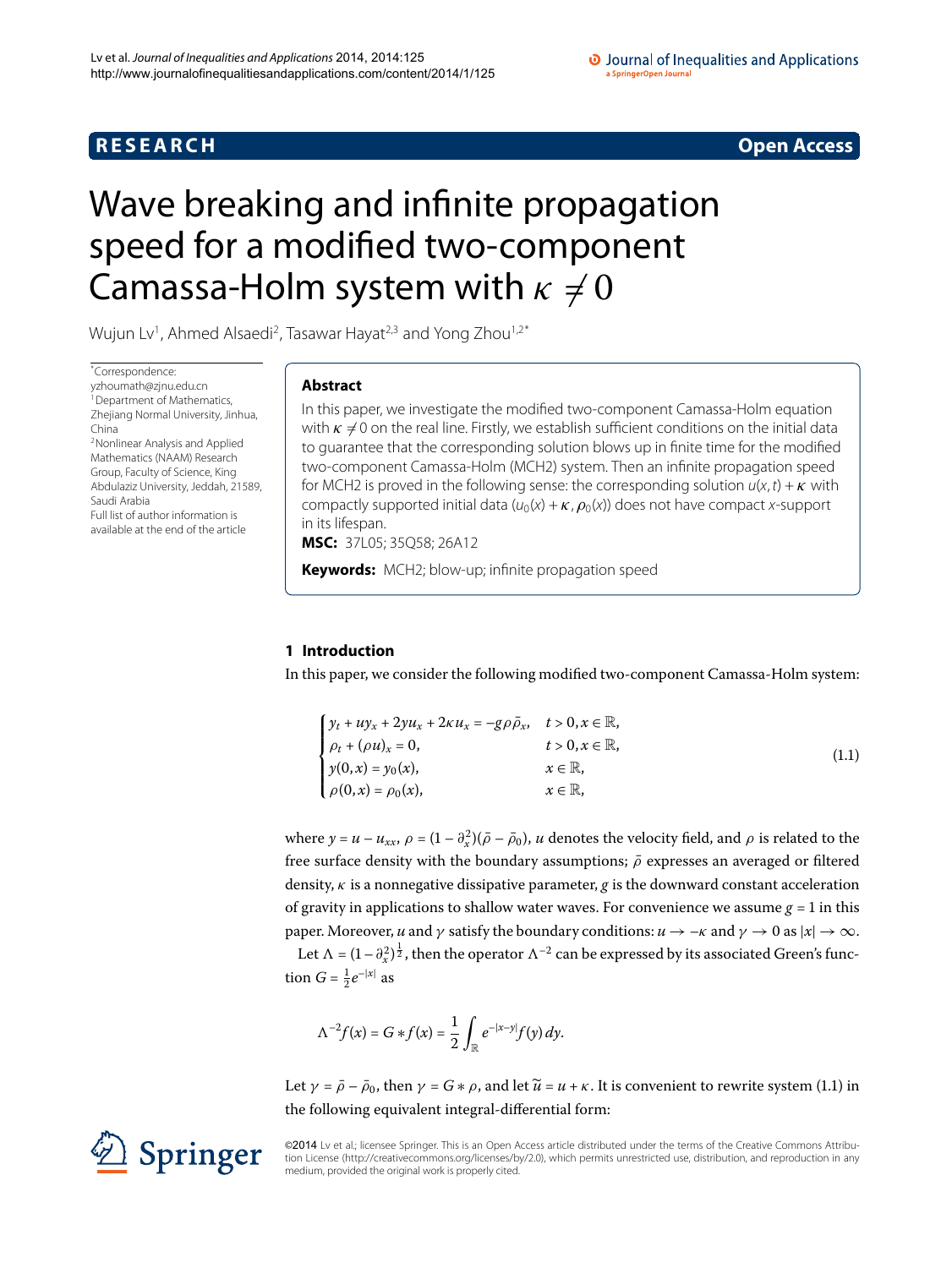RESEARCH

Open Access

# Wave breaking and infinite propagation speed for a modified two-component Camassa-Holm system with $\kappa \neq 0$

Wujun Lv[1], Ahmed Alsaedi[2], Tasawar Hayat[2,3] and Yong Zhou[1,2*]

*Correspondence: yzhoumath@zjnu.edu.cn
[1]Department of Mathematics, Zhejiang Normal University, Jinhua, China
[2]Nonlinear Analysis and Applied Mathematics (NAAM) Research Group, Faculty of Science, King Abdulaziz University, Jeddah, 21589, Saudi Arabia
Full list of author information is available at the end of the article

## Abstract

In this paper, we investigate the modified two-component Camassa-Holm equation with $\kappa \neq 0$ on the real line. Firstly, we establish sufficient conditions on the initial data to guarantee that the corresponding solution blows up in finite time for the modified two-component Camassa-Holm (MCH2) system. Then an infinite propagation speed for MCH2 is proved in the following sense: the corresponding solution $u(x,t) + \kappa$ with compactly supported initial data $(u_0(x) + \kappa, \rho_0(x))$ does not have compact $x$-support in its lifespan.

**MSC:** 37L05; 35Q58; 26A12

**Keywords:** MCH2; blow-up; infinite propagation speed

## 1 Introduction

In this paper, we consider the following modified two-component Camassa-Holm system:

$$\begin{cases} y_t + uy_x + 2yu_x + 2\kappa u_x = -g\rho\bar{\rho}_x, & t > 0, x \in \mathbb{R}, \\ \rho_t + (\rho u)_x = 0, & t > 0, x \in \mathbb{R}, \\ y(0,x) = y_0(x), & x \in \mathbb{R}, \\ \rho(0,x) = \rho_0(x), & x \in \mathbb{R}, \end{cases} \tag{1.1}$$

where $y = u - u_{xx}$, $\rho = (1 - \partial_x^2)(\bar{\rho} - \bar{\rho}_0)$, $u$ denotes the velocity field, and $\rho$ is related to the free surface density with the boundary assumptions; $\bar{\rho}$ expresses an averaged or filtered density, $\kappa$ is a nonnegative dissipative parameter, $g$ is the downward constant acceleration of gravity in applications to shallow water waves. For convenience we assume $g = 1$ in this paper. Moreover, $u$ and $\gamma$ satisfy the boundary conditions: $u \to -\kappa$ and $\gamma \to 0$ as $|x| \to \infty$.

Let $\Lambda = (1 - \partial_x^2)^{\frac{1}{2}}$, then the operator $\Lambda^{-2}$ can be expressed by its associated Green's function $G = \frac{1}{2}e^{-|x|}$ as

$$\Lambda^{-2} f(x) = G * f(x) = \frac{1}{2}\int_{\mathbb{R}} e^{-|x-y|} f(y)\, dy.$$

Let $\gamma = \bar{\rho} - \bar{\rho}_0$, then $\gamma = G * \rho$, and let $\widetilde{u} = u + \kappa$. It is convenient to rewrite system (1.1) in the following equivalent integral-differential form:

©2014 Lv et al.; licensee Springer. This is an Open Access article distributed under the terms of the Creative Commons Attribution License (http://creativecommons.org/licenses/by/2.0), which permits unrestricted use, distribution, and reproduction in any medium, provided the original work is properly cited.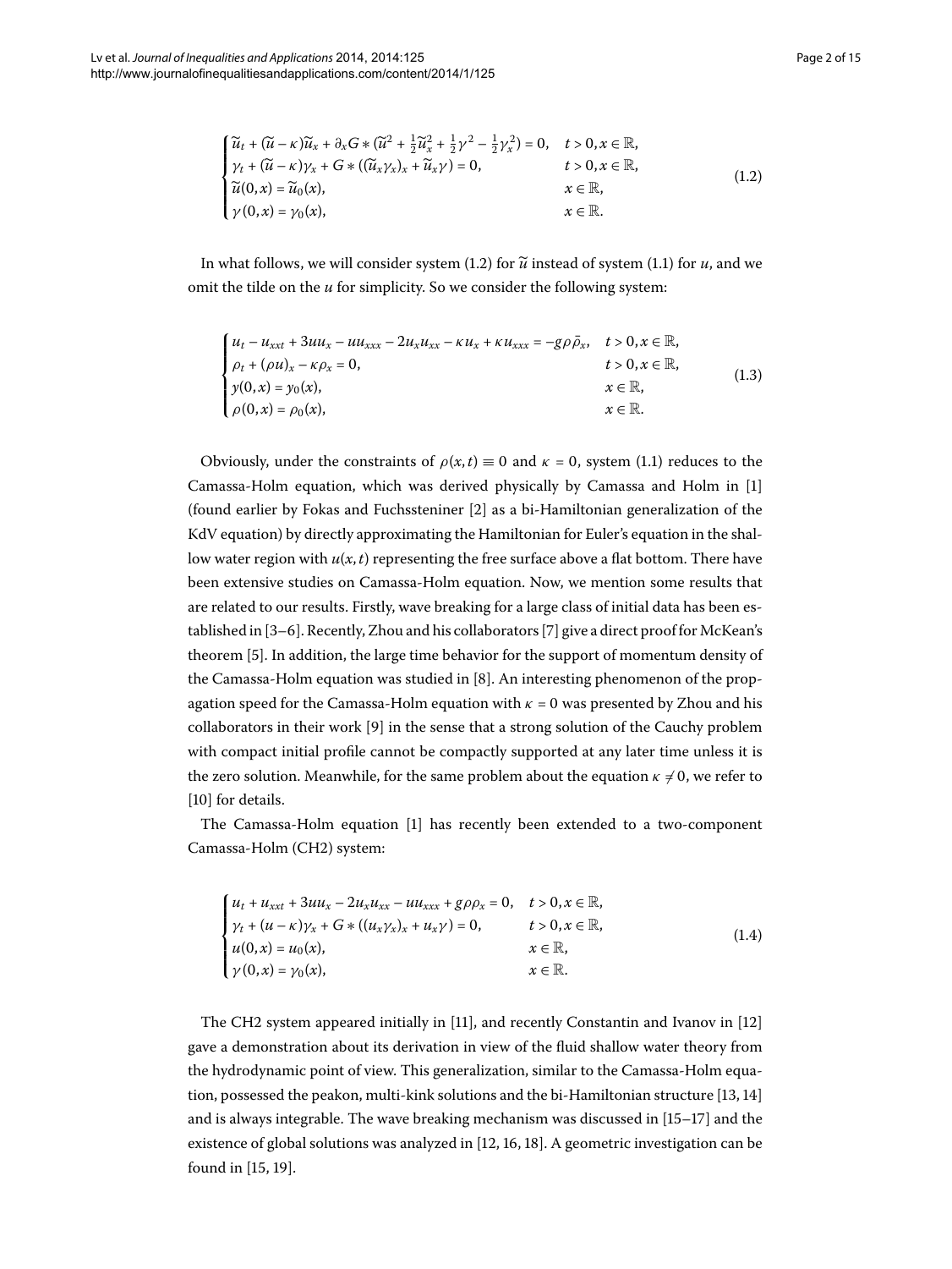$$
\begin{cases}
\widetilde{u}_t + (\widetilde{u} - \kappa)\widetilde{u}_x + \partial_x G * (\widetilde{u}^2 + \frac{1}{2}\widetilde{u}_x^2 + \frac{1}{2}\gamma^2 - \frac{1}{2}\gamma_x^2) = 0, & t > 0, x \in \mathbb{R}, \\
\gamma_t + (\widetilde{u} - \kappa)\gamma_x + G * ((\widetilde{u}_x \gamma_x)_x + \widetilde{u}_x \gamma) = 0, & t > 0, x \in \mathbb{R}, \\
\widetilde{u}(0,x) = \widetilde{u}_0(x), & x \in \mathbb{R}, \\
\gamma(0,x) = \gamma_0(x), & x \in \mathbb{R}.
\end{cases}
\tag{1.2}
$$

In what follows, we will consider system (1.2) for $\widetilde{u}$ instead of system (1.1) for $u$, and we omit the tilde on the $u$ for simplicity. So we consider the following system:

$$
\begin{cases}
u_t - u_{xxt} + 3uu_x - uu_{xxx} - 2u_x u_{xx} - \kappa u_x + \kappa u_{xxx} = -g\rho\bar{\rho}_x, & t > 0, x \in \mathbb{R}, \\
\rho_t + (\rho u)_x - \kappa \rho_x = 0, & t > 0, x \in \mathbb{R}, \\
y(0,x) = y_0(x), & x \in \mathbb{R}, \\
\rho(0,x) = \rho_0(x), & x \in \mathbb{R}.
\end{cases}
\tag{1.3}
$$

Obviously, under the constraints of $\rho(x,t) \equiv 0$ and $\kappa = 0$, system (1.1) reduces to the Camassa-Holm equation, which was derived physically by Camassa and Holm in [1] (found earlier by Fokas and Fuchssteniner [2] as a bi-Hamiltonian generalization of the KdV equation) by directly approximating the Hamiltonian for Euler's equation in the shallow water region with $u(x,t)$ representing the free surface above a flat bottom. There have been extensive studies on Camassa-Holm equation. Now, we mention some results that are related to our results. Firstly, wave breaking for a large class of initial data has been established in [3–6]. Recently, Zhou and his collaborators [7] give a direct proof for McKean's theorem [5]. In addition, the large time behavior for the support of momentum density of the Camassa-Holm equation was studied in [8]. An interesting phenomenon of the propagation speed for the Camassa-Holm equation with $\kappa = 0$ was presented by Zhou and his collaborators in their work [9] in the sense that a strong solution of the Cauchy problem with compact initial profile cannot be compactly supported at any later time unless it is the zero solution. Meanwhile, for the same problem about the equation $\kappa \neq 0$, we refer to [10] for details.

The Camassa-Holm equation [1] has recently been extended to a two-component Camassa-Holm (CH2) system:

$$
\begin{cases}
u_t + u_{xxt} + 3uu_x - 2u_x u_{xx} - uu_{xxx} + g\rho\rho_x = 0, & t > 0, x \in \mathbb{R}, \\
\gamma_t + (u - \kappa)\gamma_x + G * ((u_x \gamma_x)_x + u_x \gamma) = 0, & t > 0, x \in \mathbb{R}, \\
u(0,x) = u_0(x), & x \in \mathbb{R}, \\
\gamma(0,x) = \gamma_0(x), & x \in \mathbb{R}.
\end{cases}
\tag{1.4}
$$

The CH2 system appeared initially in [11], and recently Constantin and Ivanov in [12] gave a demonstration about its derivation in view of the fluid shallow water theory from the hydrodynamic point of view. This generalization, similar to the Camassa-Holm equation, possessed the peakon, multi-kink solutions and the bi-Hamiltonian structure [13, 14] and is always integrable. The wave breaking mechanism was discussed in [15–17] and the existence of global solutions was analyzed in [12, 16, 18]. A geometric investigation can be found in [15, 19].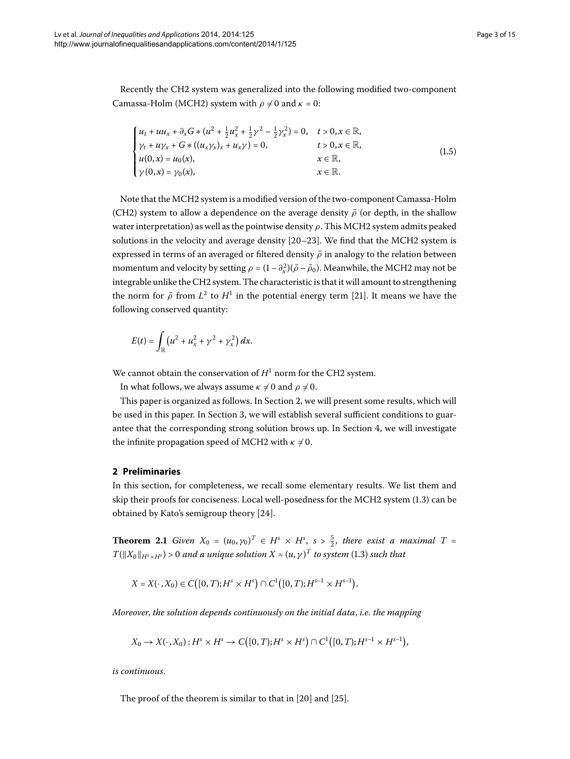Recently the CH2 system was generalized into the following modified two-component Camassa-Holm (MCH2) system with $\rho \neq 0$ and $\kappa = 0$:

$$
\begin{cases}
u_t + uu_x + \partial_x G * (u^2 + \frac{1}{2}u_x^2 + \frac{1}{2}\gamma^2 - \frac{1}{2}\gamma_x^2) = 0, & t > 0, x \in \mathbb{R}, \\
\gamma_t + u\gamma_x + G * ((u_x\gamma_x)_x + u_x\gamma) = 0, & t > 0, x \in \mathbb{R}, \\
u(0,x) = u_0(x), & x \in \mathbb{R}, \\
\gamma(0,x) = \gamma_0(x), & x \in \mathbb{R}.
\end{cases}
\tag{1.5}
$$

Note that the MCH2 system is a modified version of the two-component Camassa-Holm (CH2) system to allow a dependence on the average density $\bar{\rho}$ (or depth, in the shallow water interpretation) as well as the pointwise density $\rho$. This MCH2 system admits peaked solutions in the velocity and average density [20–23]. We find that the MCH2 system is expressed in terms of an averaged or filtered density $\bar{\rho}$ in analogy to the relation between momentum and velocity by setting $\rho = (1 - \partial_x^2)(\bar{\rho} - \bar{\rho}_0)$. Meanwhile, the MCH2 may not be integrable unlike the CH2 system. The characteristic is that it will amount to strengthening the norm for $\bar{\rho}$ from $L^2$ to $H^1$ in the potential energy term [21]. It means we have the following conserved quantity:

$$
E(t) = \int_{\mathbb{R}} \left(u^2 + u_x^2 + \gamma^2 + \gamma_x^2\right) dx.
$$

We cannot obtain the conservation of $H^1$ norm for the CH2 system.

In what follows, we always assume $\kappa \neq 0$ and $\rho \neq 0$.

This paper is organized as follows. In Section 2, we will present some results, which will be used in this paper. In Section 3, we will establish several sufficient conditions to guarantee that the corresponding strong solution brows up. In Section 4, we will investigate the infinite propagation speed of MCH2 with $\kappa \neq 0$.

## 2 Preliminaries

In this section, for completeness, we recall some elementary results. We list them and skip their proofs for conciseness. Local well-posedness for the MCH2 system (1.3) can be obtained by Kato's semigroup theory [24].

**Theorem 2.1** *Given $X_0 = (u_0, \gamma_0)^T \in H^s \times H^s$, $s > \frac{5}{2}$, there exist a maximal $T = T(\|X_0\|_{H^s \times H^s}) > 0$ and a unique solution $X = (u, \gamma)^T$ to system* (1.3) *such that*

$$
X = X(\cdot, X_0) \in C\left([0,T); H^s \times H^s\right) \cap C^1\left([0,T); H^{s-1} \times H^{s-1}\right).
$$

*Moreover, the solution depends continuously on the initial data, i.e. the mapping*

$$
X_0 \to X(\cdot, X_0) : H^s \times H^s \to C\left([0,T); H^s \times H^s\right) \cap C^1\left([0,T); H^{s-1} \times H^{s-1}\right),
$$

*is continuous.*

The proof of the theorem is similar to that in [20] and [25].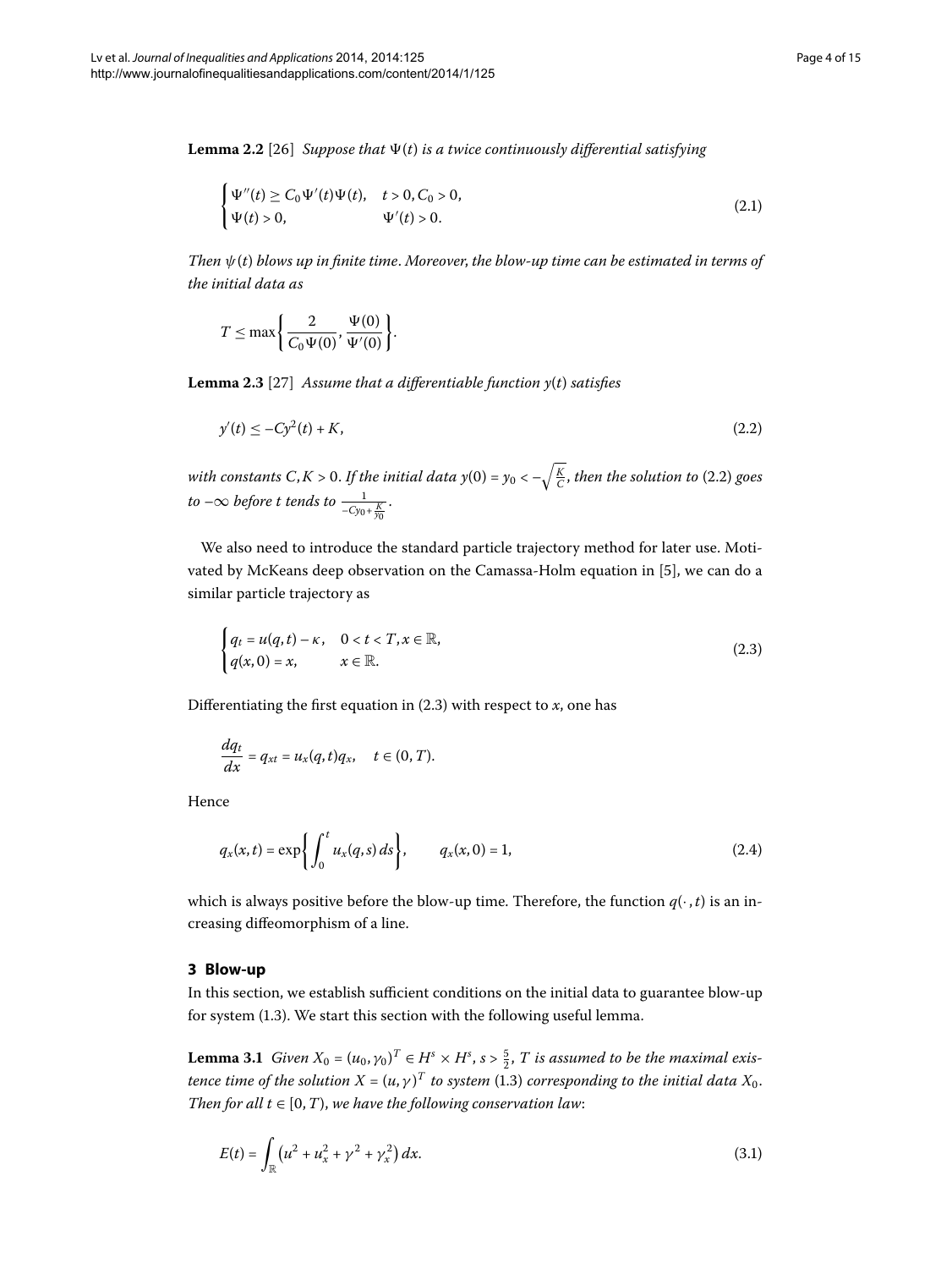**Lemma 2.2** [26] *Suppose that* $\Psi(t)$ *is a twice continuously differential satisfying*

$$\begin{cases} \Psi''(t) \geq C_0 \Psi'(t)\Psi(t), & t > 0, C_0 > 0, \\ \Psi(t) > 0, & \Psi'(t) > 0. \end{cases} \tag{2.1}$$

*Then* $\psi(t)$ *blows up in finite time. Moreover, the blow-up time can be estimated in terms of the initial data as*

$$T \leq \max\left\{ \frac{2}{C_0 \Psi(0)}, \frac{\Psi(0)}{\Psi'(0)} \right\}.$$

**Lemma 2.3** [27] *Assume that a differentiable function* $y(t)$ *satisfies*

$$y'(t) \leq -Cy^2(t) + K, \tag{2.2}$$

*with constants* $C, K > 0$. *If the initial data* $y(0) = y_0 < -\sqrt{\frac{K}{C}}$, *then the solution to* (2.2) *goes to* $-\infty$ *before* $t$ *tends to* $\frac{1}{-Cy_0 + \frac{K}{y_0}}$.

We also need to introduce the standard particle trajectory method for later use. Motivated by McKeans deep observation on the Camassa-Holm equation in [5], we can do a similar particle trajectory as

$$\begin{cases} q_t = u(q,t) - \kappa, & 0 < t < T, x \in \mathbb{R}, \\ q(x,0) = x, & x \in \mathbb{R}. \end{cases} \tag{2.3}$$

Differentiating the first equation in (2.3) with respect to $x$, one has

$$\frac{dq_t}{dx} = q_{xt} = u_x(q,t)q_x, \quad t \in (0,T).$$

Hence

$$q_x(x,t) = \exp\left\{ \int_0^t u_x(q,s)\, ds \right\}, \qquad q_x(x,0) = 1, \tag{2.4}$$

which is always positive before the blow-up time. Therefore, the function $q(\cdot,t)$ is an increasing diffeomorphism of a line.

## 3 Blow-up

In this section, we establish sufficient conditions on the initial data to guarantee blow-up for system (1.3). We start this section with the following useful lemma.

**Lemma 3.1** *Given* $X_0 = (u_0, \gamma_0)^T \in H^s \times H^s$, $s > \frac{5}{2}$, $T$ *is assumed to be the maximal existence time of the solution* $X = (u,\gamma)^T$ *to system* (1.3) *corresponding to the initial data* $X_0$. *Then for all* $t \in [0,T)$, *we have the following conservation law*:

$$E(t) = \int_{\mathbb{R}} \left( u^2 + u_x^2 + \gamma^2 + \gamma_x^2 \right) dx. \tag{3.1}$$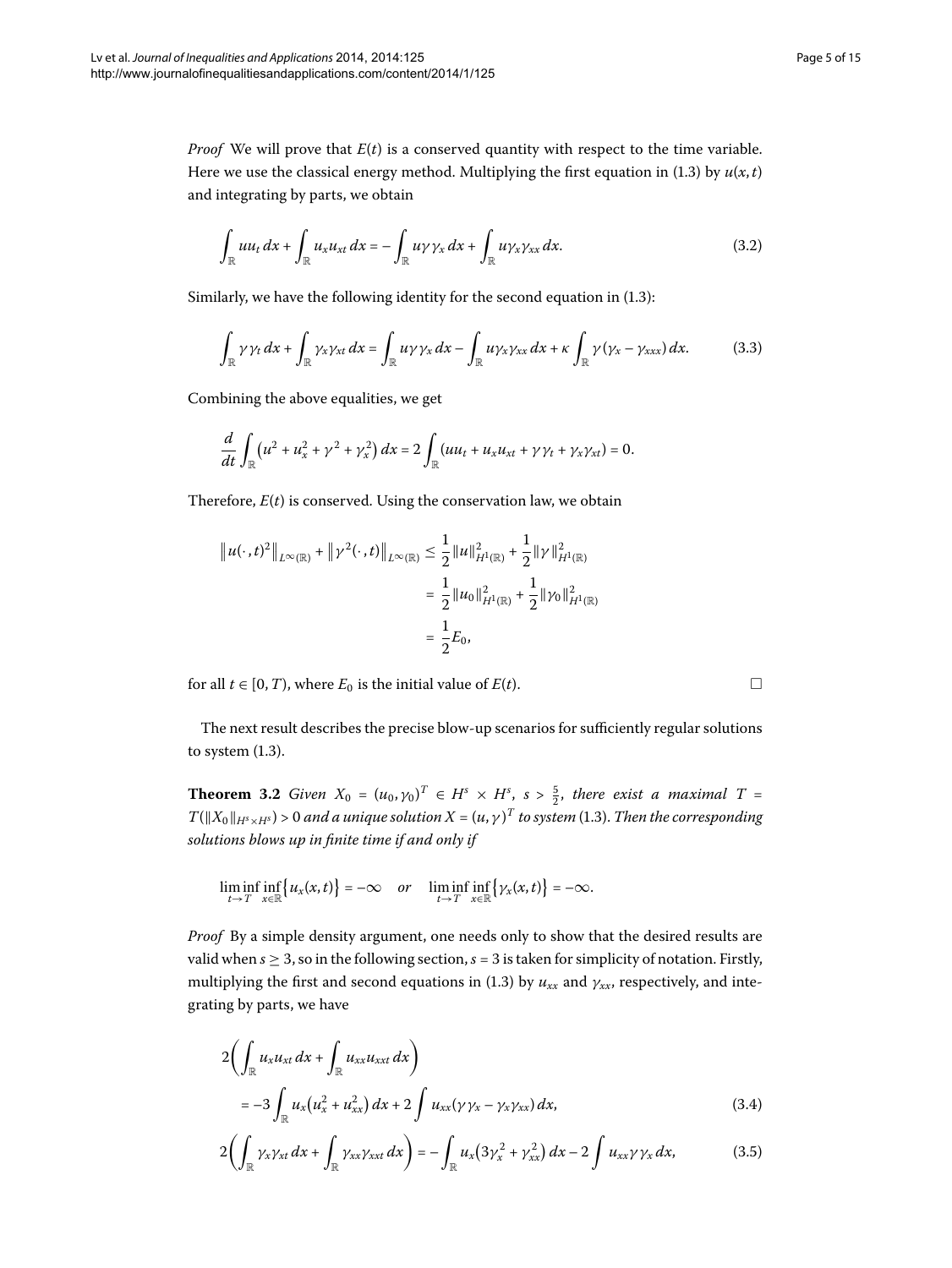*Proof* We will prove that $E(t)$ is a conserved quantity with respect to the time variable. Here we use the classical energy method. Multiplying the first equation in (1.3) by $u(x,t)$ and integrating by parts, we obtain

$$\int_{\mathbb{R}} uu_t\,dx + \int_{\mathbb{R}} u_x u_{xt}\,dx = -\int_{\mathbb{R}} u\gamma\gamma_x\,dx + \int_{\mathbb{R}} u\gamma_x\gamma_{xx}\,dx. \tag{3.2}$$

Similarly, we have the following identity for the second equation in (1.3):

$$\int_{\mathbb{R}} \gamma\gamma_t\,dx + \int_{\mathbb{R}} \gamma_x\gamma_{xt}\,dx = \int_{\mathbb{R}} u\gamma\gamma_x\,dx - \int_{\mathbb{R}} u\gamma_x\gamma_{xx}\,dx + \kappa\int_{\mathbb{R}} \gamma(\gamma_x - \gamma_{xxx})\,dx. \tag{3.3}$$

Combining the above equalities, we get

$$\frac{d}{dt}\int_{\mathbb{R}} \left(u^2 + u_x^2 + \gamma^2 + \gamma_x^2\right)dx = 2\int_{\mathbb{R}} (uu_t + u_x u_{xt} + \gamma\gamma_t + \gamma_x\gamma_{xt}) = 0.$$

Therefore, $E(t)$ is conserved. Using the conservation law, we obtain

$$\begin{aligned}
\left\|u(\cdot,t)^2\right\|_{L^\infty(\mathbb{R})} + \left\|\gamma^2(\cdot,t)\right\|_{L^\infty(\mathbb{R})} &\le \frac{1}{2}\|u\|^2_{H^1(\mathbb{R})} + \frac{1}{2}\|\gamma\|^2_{H^1(\mathbb{R})} \\
&= \frac{1}{2}\|u_0\|^2_{H^1(\mathbb{R})} + \frac{1}{2}\|\gamma_0\|^2_{H^1(\mathbb{R})} \\
&= \frac{1}{2}E_0,
\end{aligned}$$

for all $t \in [0,T)$, where $E_0$ is the initial value of $E(t)$. □

The next result describes the precise blow-up scenarios for sufficiently regular solutions to system (1.3).

**Theorem 3.2** *Given $X_0 = (u_0,\gamma_0)^T \in H^s \times H^s$, $s > \frac{5}{2}$, there exist a maximal $T = T(\|X_0\|_{H^s\times H^s}) > 0$ and a unique solution $X = (u,\gamma)^T$ to system (1.3). Then the corresponding solutions blows up in finite time if and only if*

$$\liminf_{t\to T}\inf_{x\in\mathbb{R}}\left\{u_x(x,t)\right\} = -\infty \quad \text{or} \quad \liminf_{t\to T}\inf_{x\in\mathbb{R}}\left\{\gamma_x(x,t)\right\} = -\infty.$$

*Proof* By a simple density argument, one needs only to show that the desired results are valid when $s \ge 3$, so in the following section, $s = 3$ is taken for simplicity of notation. Firstly, multiplying the first and second equations in (1.3) by $u_{xx}$ and $\gamma_{xx}$, respectively, and integrating by parts, we have

$$\begin{aligned}
&2\left(\int_{\mathbb{R}} u_x u_{xt}\,dx + \int_{\mathbb{R}} u_{xx}u_{xxt}\,dx\right) \\
&\quad = -3\int_{\mathbb{R}} u_x\left(u_x^2 + u_{xx}^2\right)dx + 2\int u_{xx}(\gamma\gamma_x - \gamma_x\gamma_{xx})\,dx,
\end{aligned} \tag{3.4}$$

$$2\left(\int_{\mathbb{R}} \gamma_x\gamma_{xt}\,dx + \int_{\mathbb{R}} \gamma_{xx}\gamma_{xxt}\,dx\right) = -\int_{\mathbb{R}} u_x\left(3\gamma_x^2 + \gamma_{xx}^2\right)dx - 2\int u_{xx}\gamma\gamma_x\,dx, \tag{3.5}$$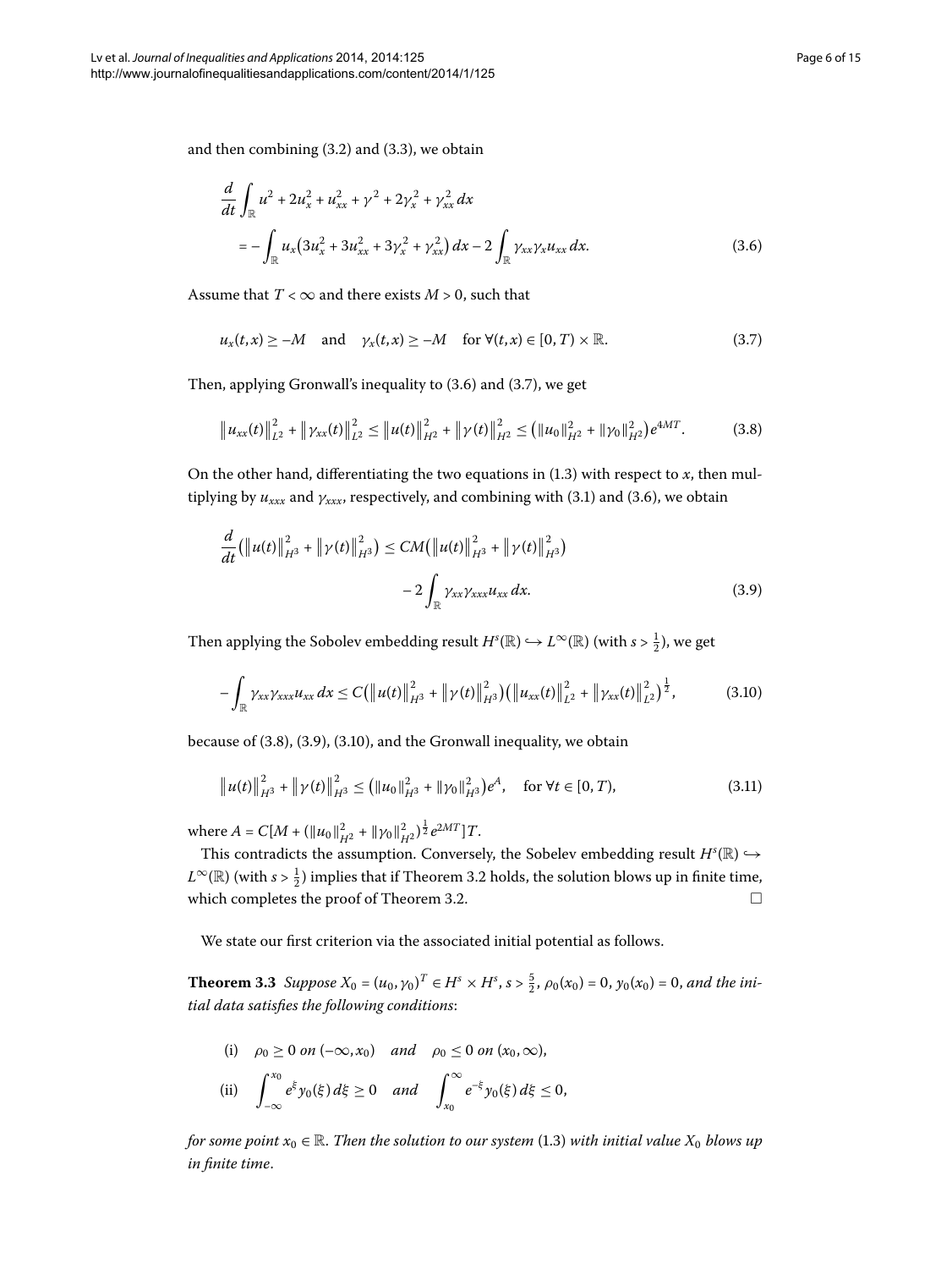and then combining (3.2) and (3.3), we obtain

$$
\begin{aligned}
&\frac{d}{dt}\int_{\mathbb{R}} u^2 + 2u_x^2 + u_{xx}^2 + \gamma^2 + 2\gamma_x^2 + \gamma_{xx}^2\,dx \\
&\quad = -\int_{\mathbb{R}} u_x\left(3u_x^2 + 3u_{xx}^2 + 3\gamma_x^2 + \gamma_{xx}^2\right)dx - 2\int_{\mathbb{R}} \gamma_{xx}\gamma_x u_{xx}\,dx.
\end{aligned}
\tag{3.6}
$$

Assume that $T < \infty$ and there exists $M > 0$, such that

$$
u_x(t,x) \geq -M \quad \text{and} \quad \gamma_x(t,x) \geq -M \quad \text{for } \forall (t,x) \in [0,T) \times \mathbb{R}. \tag{3.7}
$$

Then, applying Gronwall's inequality to (3.6) and (3.7), we get

$$
\left\|u_{xx}(t)\right\|_{L^2}^2 + \left\|\gamma_{xx}(t)\right\|_{L^2}^2 \leq \left\|u(t)\right\|_{H^2}^2 + \left\|\gamma(t)\right\|_{H^2}^2 \leq \left(\|u_0\|_{H^2}^2 + \|\gamma_0\|_{H^2}^2\right)e^{4MT}. \tag{3.8}
$$

On the other hand, differentiating the two equations in (1.3) with respect to $x$, then multiplying by $u_{xxx}$ and $\gamma_{xxx}$, respectively, and combining with (3.1) and (3.6), we obtain

$$
\begin{aligned}
\frac{d}{dt}\left(\left\|u(t)\right\|_{H^3}^2 + \left\|\gamma(t)\right\|_{H^3}^2\right) &\leq CM\left(\left\|u(t)\right\|_{H^3}^2 + \left\|\gamma(t)\right\|_{H^3}^2\right) \\
&\quad - 2\int_{\mathbb{R}} \gamma_{xx}\gamma_{xxx}u_{xx}\,dx.
\end{aligned}
\tag{3.9}
$$

Then applying the Sobolev embedding result $H^s(\mathbb{R}) \hookrightarrow L^\infty(\mathbb{R})$ (with $s > \frac{1}{2}$), we get

$$
-\int_{\mathbb{R}} \gamma_{xx}\gamma_{xxx}u_{xx}\,dx \leq C\left(\left\|u(t)\right\|_{H^3}^2 + \left\|\gamma(t)\right\|_{H^3}^2\right)\left(\left\|u_{xx}(t)\right\|_{L^2}^2 + \left\|\gamma_{xx}(t)\right\|_{L^2}^2\right)^{\frac{1}{2}}, \tag{3.10}
$$

because of (3.8), (3.9), (3.10), and the Gronwall inequality, we obtain

$$
\left\|u(t)\right\|_{H^3}^2 + \left\|\gamma(t)\right\|_{H^3}^2 \leq \left(\|u_0\|_{H^3}^2 + \|\gamma_0\|_{H^3}^2\right)e^{A}, \quad \text{for } \forall t \in [0,T), \tag{3.11}
$$

where $A = C[M + (\|u_0\|_{H^2}^2 + \|\gamma_0\|_{H^2}^2)^{\frac{1}{2}}e^{2MT}]T$.

This contradicts the assumption. Conversely, the Sobelev embedding result $H^s(\mathbb{R}) \hookrightarrow L^\infty(\mathbb{R})$ (with $s > \frac{1}{2}$) implies that if Theorem 3.2 holds, the solution blows up in finite time, which completes the proof of Theorem 3.2. □

We state our first criterion via the associated initial potential as follows.

**Theorem 3.3** *Suppose $X_0 = (u_0, \gamma_0)^T \in H^s \times H^s$, $s > \frac{5}{2}$, $\rho_0(x_0) = 0$, $y_0(x_0) = 0$, and the initial data satisfies the following conditions*:

$$
\begin{aligned}
&\text{(i)} \quad \rho_0 \geq 0 \text{ on } (-\infty, x_0) \quad \text{and} \quad \rho_0 \leq 0 \text{ on } (x_0, \infty), \\
&\text{(ii)} \quad \int_{-\infty}^{x_0} e^{\xi} y_0(\xi)\,d\xi \geq 0 \quad \text{and} \quad \int_{x_0}^{\infty} e^{-\xi} y_0(\xi)\,d\xi \leq 0,
\end{aligned}
$$

*for some point $x_0 \in \mathbb{R}$. Then the solution to our system* (1.3) *with initial value $X_0$ blows up in finite time*.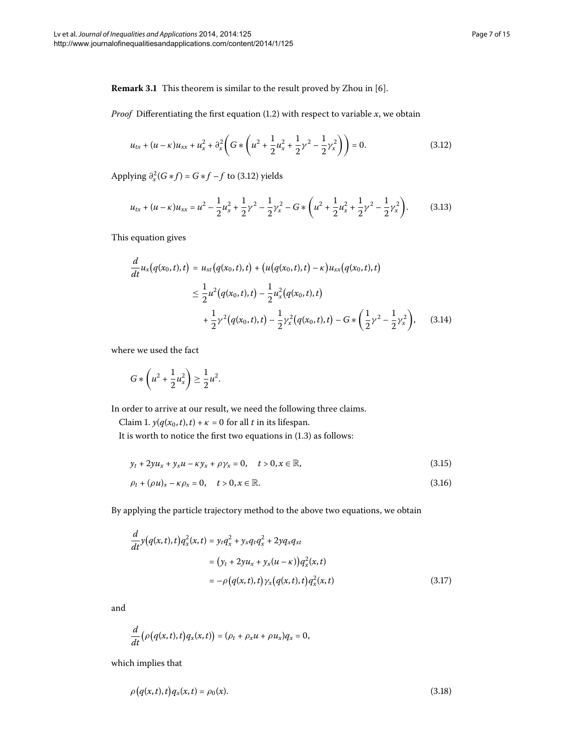**Remark 3.1** This theorem is similar to the result proved by Zhou in [6].

*Proof* Differentiating the first equation (1.2) with respect to variable $x$, we obtain

$$u_{tx} + (u-\kappa)u_{xx} + u_x^2 + \partial_x^2\left(G * \left(u^2 + \frac{1}{2}u_x^2 + \frac{1}{2}\gamma^2 - \frac{1}{2}\gamma_x^2\right)\right) = 0. \tag{3.12}$$

Applying $\partial_x^2(G * f) = G * f - f$ to (3.12) yields

$$u_{tx} + (u-\kappa)u_{xx} = u^2 - \frac{1}{2}u_x^2 + \frac{1}{2}\gamma^2 - \frac{1}{2}\gamma_x^2 - G * \left(u^2 + \frac{1}{2}u_x^2 + \frac{1}{2}\gamma^2 - \frac{1}{2}\gamma_x^2\right). \tag{3.13}$$

This equation gives

$$\begin{aligned}
\frac{d}{dt}u_x\big(q(x_0,t),t\big) &= u_{xt}\big(q(x_0,t),t\big) + \big(u\big(q(x_0,t),t\big) - \kappa\big)u_{xx}\big(q(x_0,t),t\big) \\
&\leq \frac{1}{2}u^2\big(q(x_0,t),t\big) - \frac{1}{2}u_x^2\big(q(x_0,t),t\big) \\
&\quad + \frac{1}{2}\gamma^2\big(q(x_0,t),t\big) - \frac{1}{2}\gamma_x^2\big(q(x_0,t),t\big) - G * \left(\frac{1}{2}\gamma^2 - \frac{1}{2}\gamma_x^2\right),
\end{aligned} \tag{3.14}$$

where we used the fact

$$G * \left(u^2 + \frac{1}{2}u_x^2\right) \geq \frac{1}{2}u^2.$$

In order to arrive at our result, we need the following three claims.

Claim 1. $y(q(x_0,t),t) + \kappa = 0$ for all $t$ in its lifespan.

It is worth to notice the first two equations in (1.3) as follows:

$$y_t + 2yu_x + y_x u - \kappa y_x + \rho\gamma_x = 0, \quad t > 0, x \in \mathbb{R}, \tag{3.15}$$

$$\rho_t + (\rho u)_x - \kappa\rho_x = 0, \quad t > 0, x \in \mathbb{R}. \tag{3.16}$$

By applying the particle trajectory method to the above two equations, we obtain

$$\begin{aligned}
\frac{d}{dt}y\big(q(x,t),t\big)q_x^2(x,t) &= y_t q_x^2 + y_x q_t q_x^2 + 2yq_x q_{xt} \\
&= \big(y_t + 2yu_x + y_x(u-\kappa)\big)q_x^2(x,t) \\
&= -\rho\big(q(x,t),t\big)\gamma_x\big(q(x,t),t\big)q_x^2(x,t)
\end{aligned} \tag{3.17}$$

and

$$\frac{d}{dt}\big(\rho\big(q(x,t),t\big)q_x(x,t)\big) = (\rho_t + \rho_x u + \rho u_x)q_x = 0,$$

which implies that

$$\rho\big(q(x,t),t\big)q_x(x,t) = \rho_0(x). \tag{3.18}$$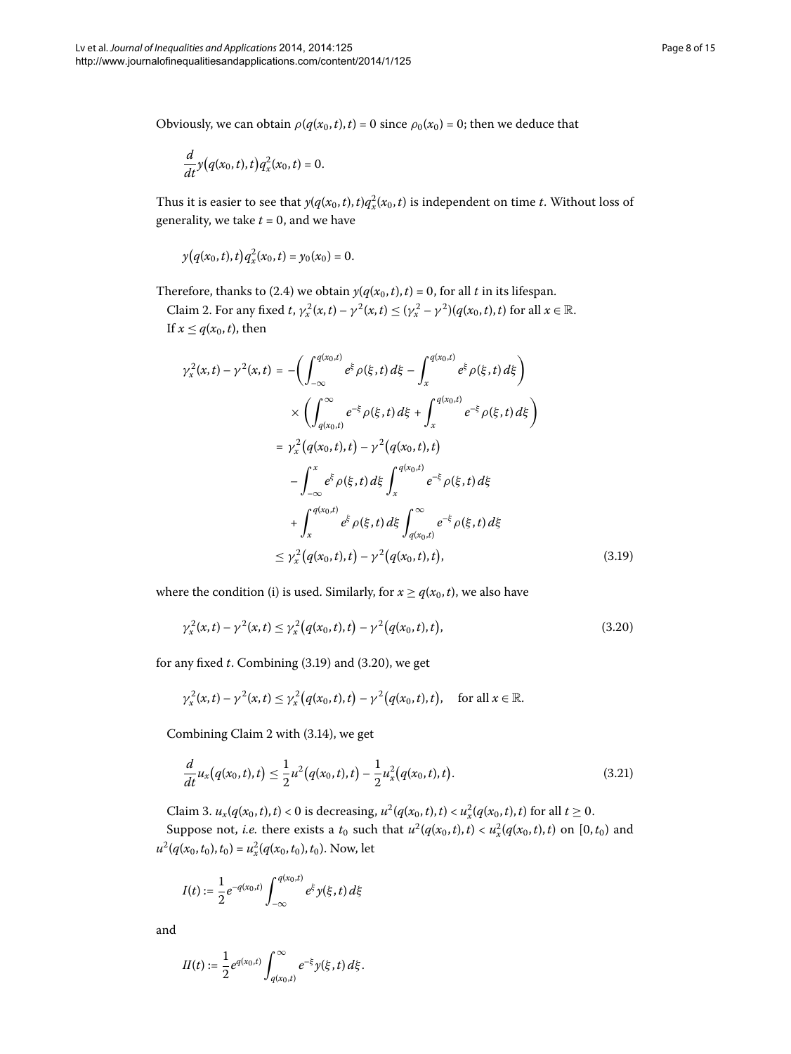Obviously, we can obtain $\rho(q(x_0,t),t) = 0$ since $\rho_0(x_0) = 0$; then we deduce that

$$\frac{d}{dt} y\big(q(x_0,t),t\big) q_x^2(x_0,t) = 0.$$

Thus it is easier to see that $y(q(x_0,t),t)q_x^2(x_0,t)$ is independent on time $t$. Without loss of generality, we take $t = 0$, and we have

$$y\big(q(x_0,t),t\big) q_x^2(x_0,t) = y_0(x_0) = 0.$$

Therefore, thanks to (2.4) we obtain $y(q(x_0,t),t) = 0$, for all $t$ in its lifespan.

Claim 2. For any fixed $t$, $\gamma_x^2(x,t) - \gamma^2(x,t) \le (\gamma_x^2 - \gamma^2)(q(x_0,t),t)$ for all $x \in \mathbb{R}$.

If $x \le q(x_0,t)$, then

$$\begin{aligned}
\gamma_x^2(x,t) - \gamma^2(x,t) &= -\left(\int_{-\infty}^{q(x_0,t)} e^{\xi}\rho(\xi,t)\,d\xi - \int_{x}^{q(x_0,t)} e^{\xi}\rho(\xi,t)\,d\xi\right) \\
&\quad \times \left(\int_{q(x_0,t)}^{\infty} e^{-\xi}\rho(\xi,t)\,d\xi + \int_{x}^{q(x_0,t)} e^{-\xi}\rho(\xi,t)\,d\xi\right) \\
&= \gamma_x^2\big(q(x_0,t),t\big) - \gamma^2\big(q(x_0,t),t\big) \\
&\quad - \int_{-\infty}^{x} e^{\xi}\rho(\xi,t)\,d\xi \int_{x}^{q(x_0,t)} e^{-\xi}\rho(\xi,t)\,d\xi \\
&\quad + \int_{x}^{q(x_0,t)} e^{\xi}\rho(\xi,t)\,d\xi \int_{q(x_0,t)}^{\infty} e^{-\xi}\rho(\xi,t)\,d\xi \\
&\le \gamma_x^2\big(q(x_0,t),t\big) - \gamma^2\big(q(x_0,t),t\big),
\end{aligned} \tag{3.19}$$

where the condition (i) is used. Similarly, for $x \ge q(x_0,t)$, we also have

$$\gamma_x^2(x,t) - \gamma^2(x,t) \le \gamma_x^2\big(q(x_0,t),t\big) - \gamma^2\big(q(x_0,t),t\big), \tag{3.20}$$

for any fixed $t$. Combining (3.19) and (3.20), we get

$$\gamma_x^2(x,t) - \gamma^2(x,t) \le \gamma_x^2\big(q(x_0,t),t\big) - \gamma^2\big(q(x_0,t),t\big), \quad \text{for all } x \in \mathbb{R}.$$

Combining Claim 2 with (3.14), we get

$$\frac{d}{dt} u_x\big(q(x_0,t),t\big) \le \frac{1}{2}u^2\big(q(x_0,t),t\big) - \frac{1}{2}u_x^2\big(q(x_0,t),t\big). \tag{3.21}$$

Claim 3. $u_x(q(x_0,t),t) < 0$ is decreasing, $u^2(q(x_0,t),t) < u_x^2(q(x_0,t),t)$ for all $t \ge 0$.

Suppose not, *i.e.* there exists a $t_0$ such that $u^2(q(x_0,t),t) < u_x^2(q(x_0,t),t)$ on $[0,t_0)$ and $u^2(q(x_0,t_0),t_0) = u_x^2(q(x_0,t_0),t_0)$. Now, let

$$I(t) := \frac{1}{2}e^{-q(x_0,t)} \int_{-\infty}^{q(x_0,t)} e^{\xi} y(\xi,t)\,d\xi$$

and

$$II(t) := \frac{1}{2}e^{q(x_0,t)} \int_{q(x_0,t)}^{\infty} e^{-\xi} y(\xi,t)\,d\xi.$$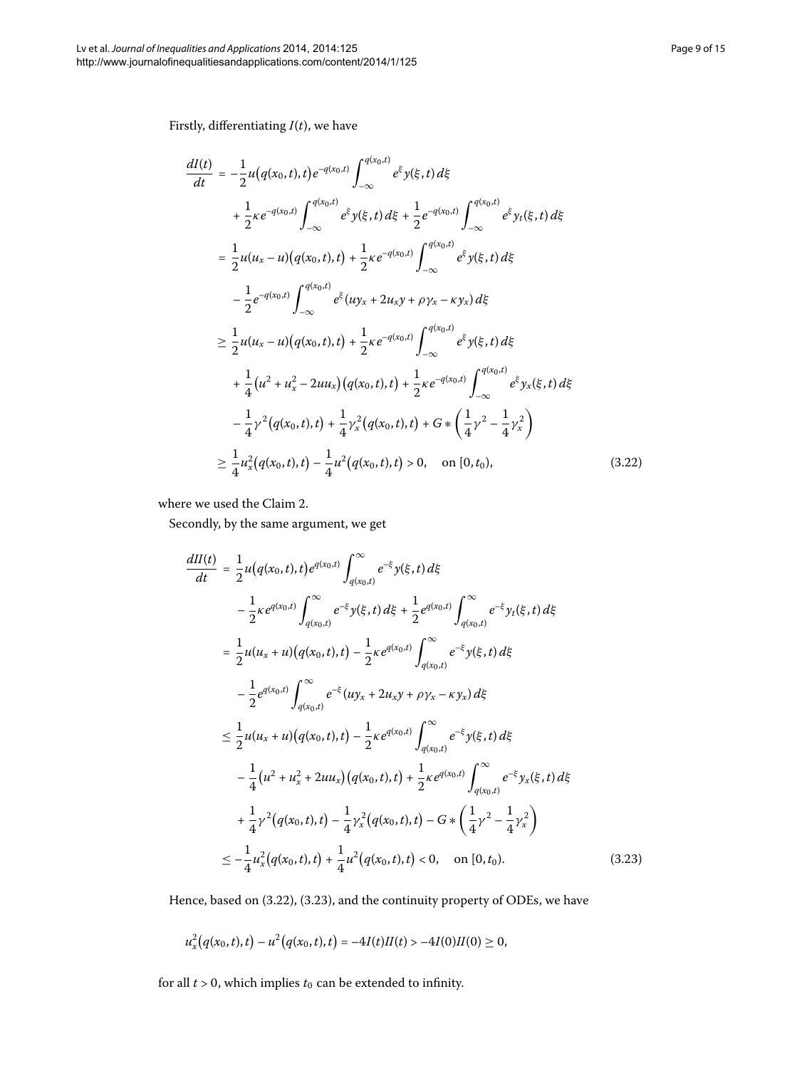Firstly, differentiating $I(t)$, we have

$$
\begin{aligned}
\frac{dI(t)}{dt} &= -\frac{1}{2}u\big(q(x_0,t),t\big)e^{-q(x_0,t)}\int_{-\infty}^{q(x_0,t)} e^{\xi}y(\xi,t)\,d\xi \\
&\quad + \frac{1}{2}\kappa e^{-q(x_0,t)}\int_{-\infty}^{q(x_0,t)} e^{\xi}y(\xi,t)\,d\xi + \frac{1}{2}e^{-q(x_0,t)}\int_{-\infty}^{q(x_0,t)} e^{\xi}y_t(\xi,t)\,d\xi \\
&= \frac{1}{2}u(u_x-u)\big(q(x_0,t),t\big) + \frac{1}{2}\kappa e^{-q(x_0,t)}\int_{-\infty}^{q(x_0,t)} e^{\xi}y(\xi,t)\,d\xi \\
&\quad - \frac{1}{2}e^{-q(x_0,t)}\int_{-\infty}^{q(x_0,t)} e^{\xi}(uy_x + 2u_xy + \rho\gamma_x - \kappa y_x)\,d\xi \\
&\geq \frac{1}{2}u(u_x-u)\big(q(x_0,t),t\big) + \frac{1}{2}\kappa e^{-q(x_0,t)}\int_{-\infty}^{q(x_0,t)} e^{\xi}y(\xi,t)\,d\xi \\
&\quad + \frac{1}{4}\big(u^2+u_x^2-2uu_x\big)\big(q(x_0,t),t\big) + \frac{1}{2}\kappa e^{-q(x_0,t)}\int_{-\infty}^{q(x_0,t)} e^{\xi}y_x(\xi,t)\,d\xi \\
&\quad - \frac{1}{4}\gamma^2\big(q(x_0,t),t\big) + \frac{1}{4}\gamma_x^2\big(q(x_0,t),t\big) + G*\left(\frac{1}{4}\gamma^2 - \frac{1}{4}\gamma_x^2\right) \\
&\geq \frac{1}{4}u_x^2\big(q(x_0,t),t\big) - \frac{1}{4}u^2\big(q(x_0,t),t\big) > 0, \quad \text{on } [0,t_0),
\end{aligned} \tag{3.22}
$$

where we used the Claim 2.

Secondly, by the same argument, we get

$$
\begin{aligned}
\frac{dII(t)}{dt} &= \frac{1}{2}u\big(q(x_0,t),t\big)e^{q(x_0,t)}\int_{q(x_0,t)}^{\infty} e^{-\xi}y(\xi,t)\,d\xi \\
&\quad - \frac{1}{2}\kappa e^{q(x_0,t)}\int_{q(x_0,t)}^{\infty} e^{-\xi}y(\xi,t)\,d\xi + \frac{1}{2}e^{q(x_0,t)}\int_{q(x_0,t)}^{\infty} e^{-\xi}y_t(\xi,t)\,d\xi \\
&= \frac{1}{2}u(u_x+u)\big(q(x_0,t),t\big) - \frac{1}{2}\kappa e^{q(x_0,t)}\int_{q(x_0,t)}^{\infty} e^{-\xi}y(\xi,t)\,d\xi \\
&\quad - \frac{1}{2}e^{q(x_0,t)}\int_{q(x_0,t)}^{\infty} e^{-\xi}(uy_x + 2u_xy + \rho\gamma_x - \kappa y_x)\,d\xi \\
&\leq \frac{1}{2}u(u_x+u)\big(q(x_0,t),t\big) - \frac{1}{2}\kappa e^{q(x_0,t)}\int_{q(x_0,t)}^{\infty} e^{-\xi}y(\xi,t)\,d\xi \\
&\quad - \frac{1}{4}\big(u^2+u_x^2+2uu_x\big)\big(q(x_0,t),t\big) + \frac{1}{2}\kappa e^{q(x_0,t)}\int_{q(x_0,t)}^{\infty} e^{-\xi}y_x(\xi,t)\,d\xi \\
&\quad + \frac{1}{4}\gamma^2\big(q(x_0,t),t\big) - \frac{1}{4}\gamma_x^2\big(q(x_0,t),t\big) - G*\left(\frac{1}{4}\gamma^2 - \frac{1}{4}\gamma_x^2\right) \\
&\leq -\frac{1}{4}u_x^2\big(q(x_0,t),t\big) + \frac{1}{4}u^2\big(q(x_0,t),t\big) < 0, \quad \text{on } [0,t_0).
\end{aligned} \tag{3.23}
$$

Hence, based on (3.22), (3.23), and the continuity property of ODEs, we have

$$
u_x^2\big(q(x_0,t),t\big) - u^2\big(q(x_0,t),t\big) = -4I(t)II(t) > -4I(0)II(0) \geq 0,
$$

for all $t > 0$, which implies $t_0$ can be extended to infinity.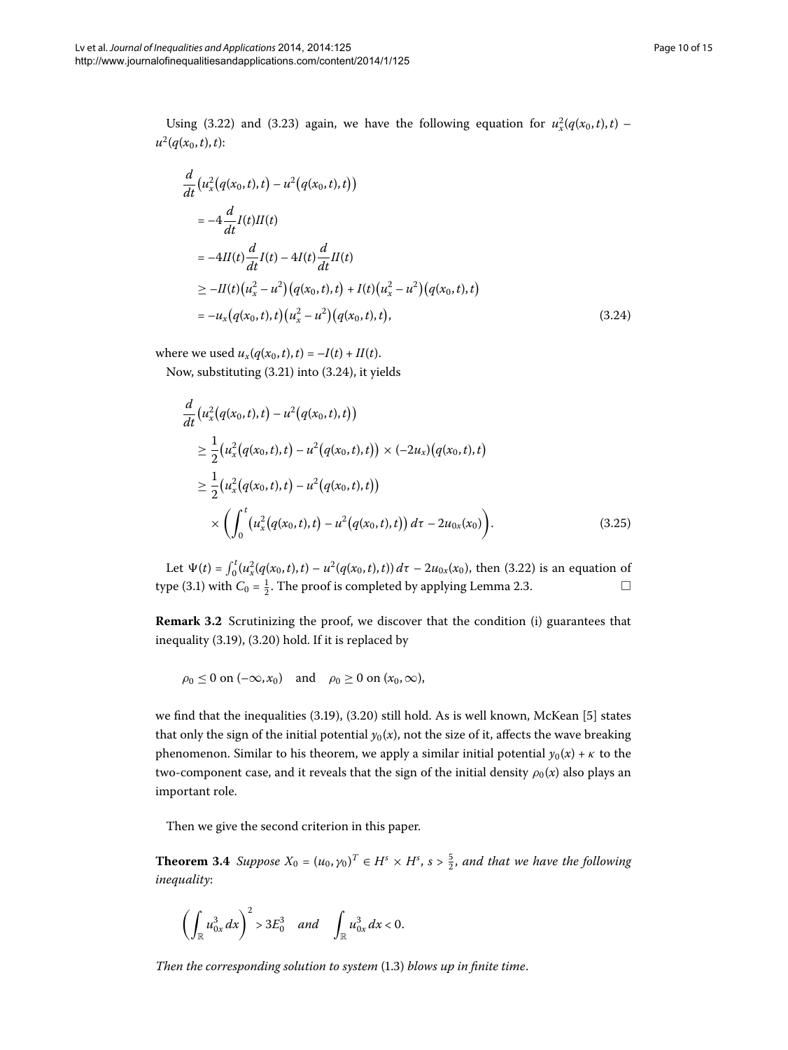Using (3.22) and (3.23) again, we have the following equation for $u_x^2(q(x_0,t),t) - u^2(q(x_0,t),t)$:

$$
\begin{aligned}
&\frac{d}{dt}\bigl(u_x^2\bigl(q(x_0,t),t\bigr) - u^2\bigl(q(x_0,t),t\bigr)\bigr) \\
&\quad = -4\frac{d}{dt}I(t)II(t) \\
&\quad = -4II(t)\frac{d}{dt}I(t) - 4I(t)\frac{d}{dt}II(t) \\
&\quad \geq -II(t)\bigl(u_x^2 - u^2\bigr)\bigl(q(x_0,t),t\bigr) + I(t)\bigl(u_x^2 - u^2\bigr)\bigl(q(x_0,t),t\bigr) \\
&\quad = -u_x\bigl(q(x_0,t),t\bigr)\bigl(u_x^2 - u^2\bigr)\bigl(q(x_0,t),t\bigr),
\end{aligned}
\tag{3.24}
$$

where we used $u_x(q(x_0,t),t) = -I(t) + II(t)$.

Now, substituting (3.21) into (3.24), it yields

$$
\begin{aligned}
&\frac{d}{dt}\bigl(u_x^2\bigl(q(x_0,t),t\bigr) - u^2\bigl(q(x_0,t),t\bigr)\bigr) \\
&\quad \geq \frac{1}{2}\bigl(u_x^2\bigl(q(x_0,t),t\bigr) - u^2\bigl(q(x_0,t),t\bigr)\bigr) \times (-2u_x)\bigl(q(x_0,t),t\bigr) \\
&\quad \geq \frac{1}{2}\bigl(u_x^2\bigl(q(x_0,t),t\bigr) - u^2\bigl(q(x_0,t),t\bigr)\bigr) \\
&\qquad \times \biggl(\int_0^t \bigl(u_x^2\bigl(q(x_0,t),t\bigr) - u^2\bigl(q(x_0,t),t\bigr)\bigr)\,d\tau - 2u_{0x}(x_0)\biggr).
\end{aligned}
\tag{3.25}
$$

Let $\Psi(t) = \int_0^t (u_x^2(q(x_0,t),t) - u^2(q(x_0,t),t))\,d\tau - 2u_{0x}(x_0)$, then (3.22) is an equation of type (3.1) with $C_0 = \frac{1}{2}$. The proof is completed by applying Lemma 2.3. □

**Remark 3.2** Scrutinizing the proof, we discover that the condition (i) guarantees that inequality (3.19), (3.20) hold. If it is replaced by

$$\rho_0 \leq 0 \text{ on } (-\infty, x_0) \quad \text{and} \quad \rho_0 \geq 0 \text{ on } (x_0, \infty),$$

we find that the inequalities (3.19), (3.20) still hold. As is well known, McKean [5] states that only the sign of the initial potential $y_0(x)$, not the size of it, affects the wave breaking phenomenon. Similar to his theorem, we apply a similar initial potential $y_0(x) + \kappa$ to the two-component case, and it reveals that the sign of the initial density $\rho_0(x)$ also plays an important role.

Then we give the second criterion in this paper.

**Theorem 3.4** *Suppose $X_0 = (u_0, \gamma_0)^T \in H^s \times H^s$, $s > \frac{5}{2}$, and that we have the following inequality*:

$$\biggl(\int_{\mathbb{R}} u_{0x}^3\,dx\biggr)^2 > 3E_0^3 \quad \textit{and} \quad \int_{\mathbb{R}} u_{0x}^3\,dx < 0.$$

*Then the corresponding solution to system* (1.3) *blows up in finite time*.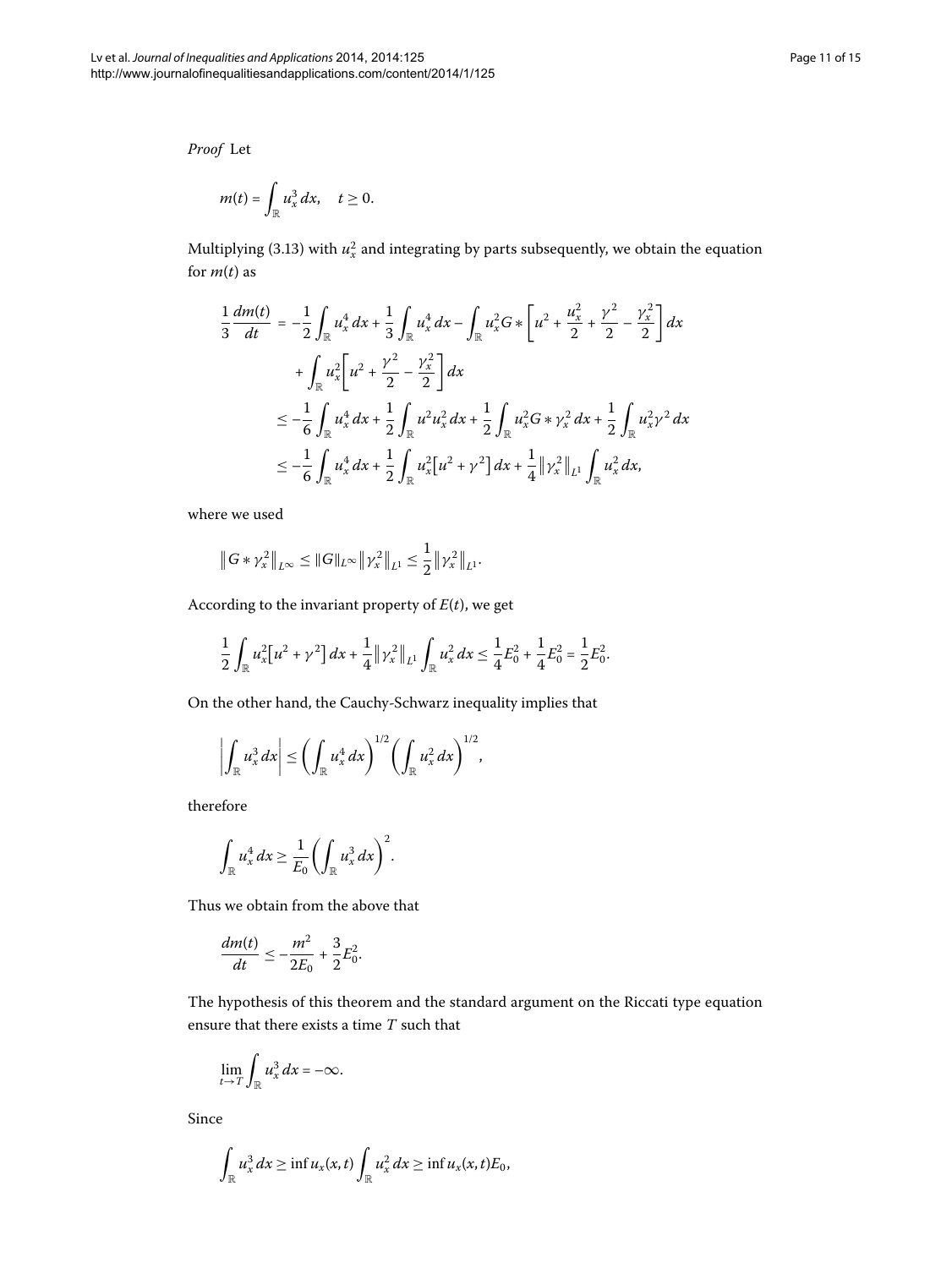*Proof* Let

$$m(t) = \int_{\mathbb{R}} u_x^3 \, dx, \quad t \geq 0.$$

Multiplying (3.13) with $u_x^2$ and integrating by parts subsequently, we obtain the equation for $m(t)$ as

$$\begin{aligned}
\frac{1}{3}\frac{dm(t)}{dt} &= -\frac{1}{2}\int_{\mathbb{R}} u_x^4 \, dx + \frac{1}{3}\int_{\mathbb{R}} u_x^4 \, dx - \int_{\mathbb{R}} u_x^2 G * \left[ u^2 + \frac{u_x^2}{2} + \frac{\gamma^2}{2} - \frac{\gamma_x^2}{2} \right] dx \\
&\quad + \int_{\mathbb{R}} u_x^2 \left[ u^2 + \frac{\gamma^2}{2} - \frac{\gamma_x^2}{2} \right] dx \\
&\leq -\frac{1}{6}\int_{\mathbb{R}} u_x^4 \, dx + \frac{1}{2}\int_{\mathbb{R}} u^2 u_x^2 \, dx + \frac{1}{2}\int_{\mathbb{R}} u_x^2 G * \gamma_x^2 \, dx + \frac{1}{2}\int_{\mathbb{R}} u_x^2 \gamma^2 \, dx \\
&\leq -\frac{1}{6}\int_{\mathbb{R}} u_x^4 \, dx + \frac{1}{2}\int_{\mathbb{R}} u_x^2 \left[ u^2 + \gamma^2 \right] dx + \frac{1}{4}\left\| \gamma_x^2 \right\|_{L^1} \int_{\mathbb{R}} u_x^2 \, dx,
\end{aligned}$$

where we used

$$\left\| G * \gamma_x^2 \right\|_{L^\infty} \leq \| G \|_{L^\infty} \left\| \gamma_x^2 \right\|_{L^1} \leq \frac{1}{2}\left\| \gamma_x^2 \right\|_{L^1}.$$

According to the invariant property of $E(t)$, we get

$$\frac{1}{2}\int_{\mathbb{R}} u_x^2 \left[ u^2 + \gamma^2 \right] dx + \frac{1}{4}\left\| \gamma_x^2 \right\|_{L^1} \int_{\mathbb{R}} u_x^2 \, dx \leq \frac{1}{4}E_0^2 + \frac{1}{4}E_0^2 = \frac{1}{2}E_0^2.$$

On the other hand, the Cauchy-Schwarz inequality implies that

$$\left| \int_{\mathbb{R}} u_x^3 \, dx \right| \leq \left( \int_{\mathbb{R}} u_x^4 \, dx \right)^{1/2} \left( \int_{\mathbb{R}} u_x^2 \, dx \right)^{1/2},$$

therefore

$$\int_{\mathbb{R}} u_x^4 \, dx \geq \frac{1}{E_0} \left( \int_{\mathbb{R}} u_x^3 \, dx \right)^2.$$

Thus we obtain from the above that

$$\frac{dm(t)}{dt} \leq -\frac{m^2}{2E_0} + \frac{3}{2}E_0^2.$$

The hypothesis of this theorem and the standard argument on the Riccati type equation ensure that there exists a time $T$ such that

$$\lim_{t \to T} \int_{\mathbb{R}} u_x^3 \, dx = -\infty.$$

Since

$$\int_{\mathbb{R}} u_x^3 \, dx \geq \inf u_x(x,t) \int_{\mathbb{R}} u_x^2 \, dx \geq \inf u_x(x,t) E_0,$$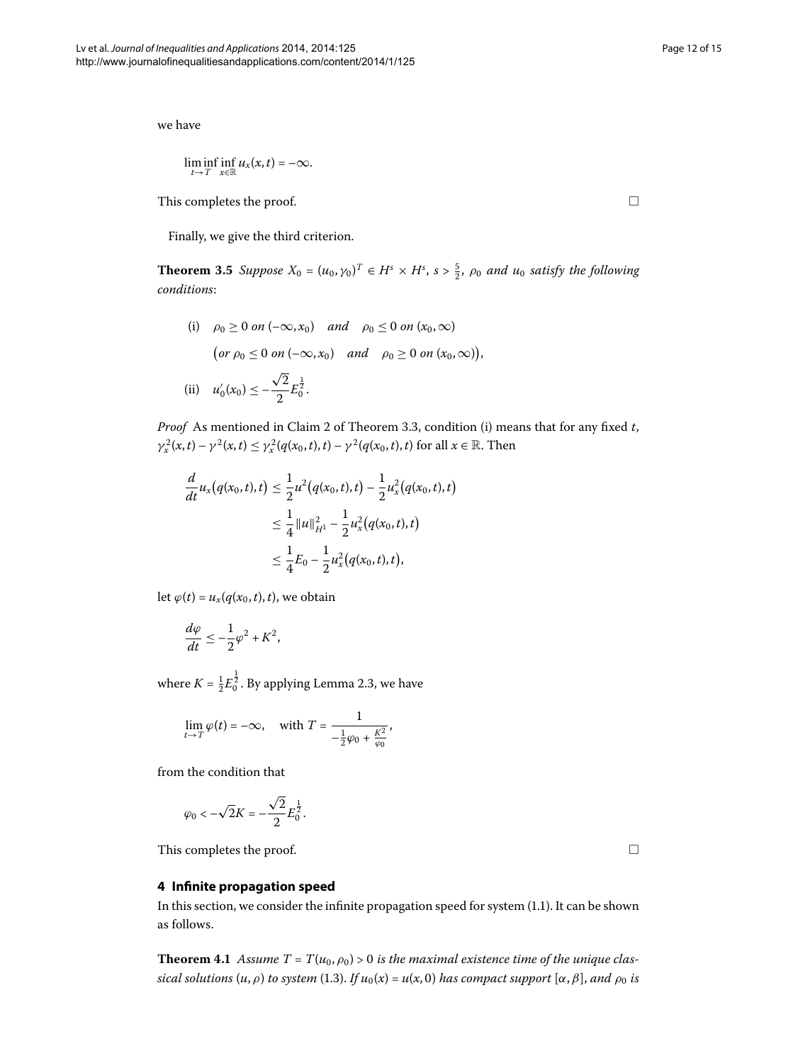we have

$$\liminf_{t\to T} \inf_{x\in\mathbb{R}} u_x(x,t) = -\infty.$$

This completes the proof. □

Finally, we give the third criterion.

**Theorem 3.5** *Suppose $X_0 = (u_0, \gamma_0)^T \in H^s \times H^s$, $s > \frac{5}{2}$, $\rho_0$ and $u_0$ satisfy the following conditions*:

$$\begin{aligned}
&\text{(i)} \quad \rho_0 \geq 0 \text{ on } (-\infty, x_0) \quad \text{and} \quad \rho_0 \leq 0 \text{ on } (x_0, \infty) \\
&\qquad \big(\text{or } \rho_0 \leq 0 \text{ on } (-\infty, x_0) \quad \text{and} \quad \rho_0 \geq 0 \text{ on } (x_0, \infty)\big), \\
&\text{(ii)} \quad u_0'(x_0) \leq -\frac{\sqrt{2}}{2} E_0^{\frac{1}{2}}.
\end{aligned}$$

*Proof* As mentioned in Claim 2 of Theorem 3.3, condition (i) means that for any fixed $t$, $\gamma_x^2(x,t) - \gamma^2(x,t) \leq \gamma_x^2(q(x_0,t),t) - \gamma^2(q(x_0,t),t)$ for all $x \in \mathbb{R}$. Then

$$\begin{aligned}
\frac{d}{dt} u_x\big(q(x_0,t),t\big) &\leq \frac{1}{2} u^2\big(q(x_0,t),t\big) - \frac{1}{2} u_x^2\big(q(x_0,t),t\big) \\
&\leq \frac{1}{4} \|u\|_{H^1}^2 - \frac{1}{2} u_x^2\big(q(x_0,t),t\big) \\
&\leq \frac{1}{4} E_0 - \frac{1}{2} u_x^2\big(q(x_0,t),t\big),
\end{aligned}$$

let $\varphi(t) = u_x(q(x_0,t),t)$, we obtain

$$\frac{d\varphi}{dt} \leq -\frac{1}{2}\varphi^2 + K^2,$$

where $K = \frac{1}{2} E_0^{\frac{1}{2}}$. By applying Lemma 2.3, we have

$$\lim_{t\to T} \varphi(t) = -\infty, \quad \text{with } T = \frac{1}{-\frac{1}{2}\varphi_0 + \frac{K^2}{\varphi_0}},$$

from the condition that

$$\varphi_0 < -\sqrt{2}K = -\frac{\sqrt{2}}{2} E_0^{\frac{1}{2}}.$$

This completes the proof. □

## 4 Infinite propagation speed

In this section, we consider the infinite propagation speed for system (1.1). It can be shown as follows.

**Theorem 4.1** *Assume $T = T(u_0, \rho_0) > 0$ is the maximal existence time of the unique classical solutions $(u, \rho)$ to system (1.3). If $u_0(x) = u(x,0)$ has compact support $[\alpha, \beta]$, and $\rho_0$ is*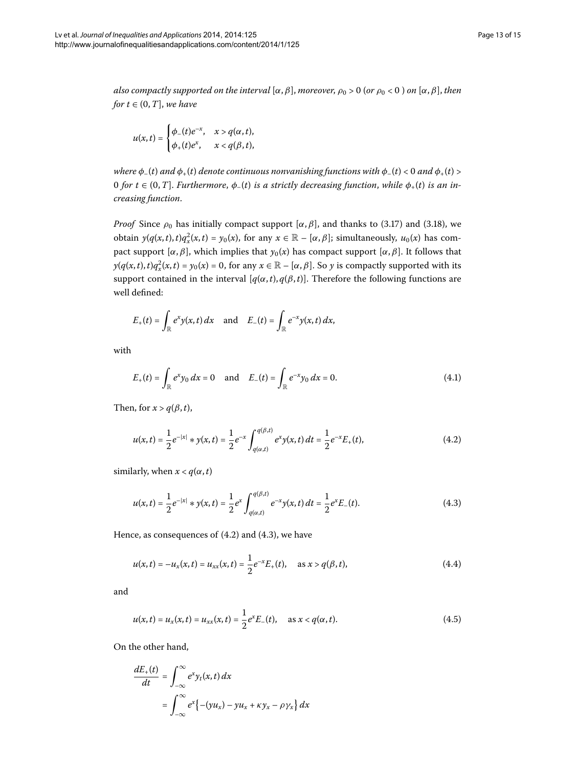*also compactly supported on the interval* $[\alpha,\beta]$, *moreover*, $\rho_0 > 0$ (*or* $\rho_0 < 0$ ) *on* $[\alpha,\beta]$, *then for* $t \in (0,T]$, *we have*

$$u(x,t) = \begin{cases} \phi_-(t)e^{-x}, & x > q(\alpha,t), \\ \phi_+(t)e^{x}, & x < q(\beta,t), \end{cases}$$

*where* $\phi_-(t)$ *and* $\phi_+(t)$ *denote continuous nonvanishing functions with* $\phi_-(t) < 0$ *and* $\phi_+(t) > 0$ *for* $t \in (0,T]$. *Furthermore*, $\phi_-(t)$ *is a strictly decreasing function, while* $\phi_+(t)$ *is an increasing function.*

*Proof* Since $\rho_0$ has initially compact support $[\alpha,\beta]$, and thanks to (3.17) and (3.18), we obtain $y(q(x,t),t)q_x^2(x,t) = y_0(x)$, for any $x \in \mathbb{R} - [\alpha,\beta]$; simultaneously, $u_0(x)$ has compact support $[\alpha,\beta]$, which implies that $y_0(x)$ has compact support $[\alpha,\beta]$. It follows that $y(q(x,t),t)q_x^2(x,t) = y_0(x) = 0$, for any $x \in \mathbb{R} - [\alpha,\beta]$. So $y$ is compactly supported with its support contained in the interval $[q(\alpha,t), q(\beta,t)]$. Therefore the following functions are well defined:

$$E_+(t) = \int_{\mathbb{R}} e^x y(x,t)\,dx \quad \text{and} \quad E_-(t) = \int_{\mathbb{R}} e^{-x} y(x,t)\,dx,$$

with

$$E_+(t) = \int_{\mathbb{R}} e^x y_0\,dx = 0 \quad \text{and} \quad E_-(t) = \int_{\mathbb{R}} e^{-x} y_0\,dx = 0. \tag{4.1}$$

Then, for $x > q(\beta,t)$,

$$u(x,t) = \frac{1}{2}e^{-|x|} * y(x,t) = \frac{1}{2}e^{-x}\int_{q(\alpha,t)}^{q(\beta,t)} e^x y(x,t)\,dt = \frac{1}{2}e^{-x}E_+(t), \tag{4.2}$$

similarly, when $x < q(\alpha,t)$

$$u(x,t) = \frac{1}{2}e^{-|x|} * y(x,t) = \frac{1}{2}e^{x}\int_{q(\alpha,t)}^{q(\beta,t)} e^{-x} y(x,t)\,dt = \frac{1}{2}e^{x}E_-(t). \tag{4.3}$$

Hence, as consequences of (4.2) and (4.3), we have

$$u(x,t) = -u_x(x,t) = u_{xx}(x,t) = \frac{1}{2}e^{-x}E_+(t), \quad \text{as } x > q(\beta,t), \tag{4.4}$$

and

$$u(x,t) = u_x(x,t) = u_{xx}(x,t) = \frac{1}{2}e^{x}E_-(t), \quad \text{as } x < q(\alpha,t). \tag{4.5}$$

On the other hand,

$$\begin{aligned} \frac{dE_+(t)}{dt} &= \int_{-\infty}^{\infty} e^x y_t(x,t)\,dx \\ &= \int_{-\infty}^{\infty} e^x\bigl\{-(yu_x) - yu_x + \kappa y_x - \rho\gamma_x\bigr\}\,dx \end{aligned}$$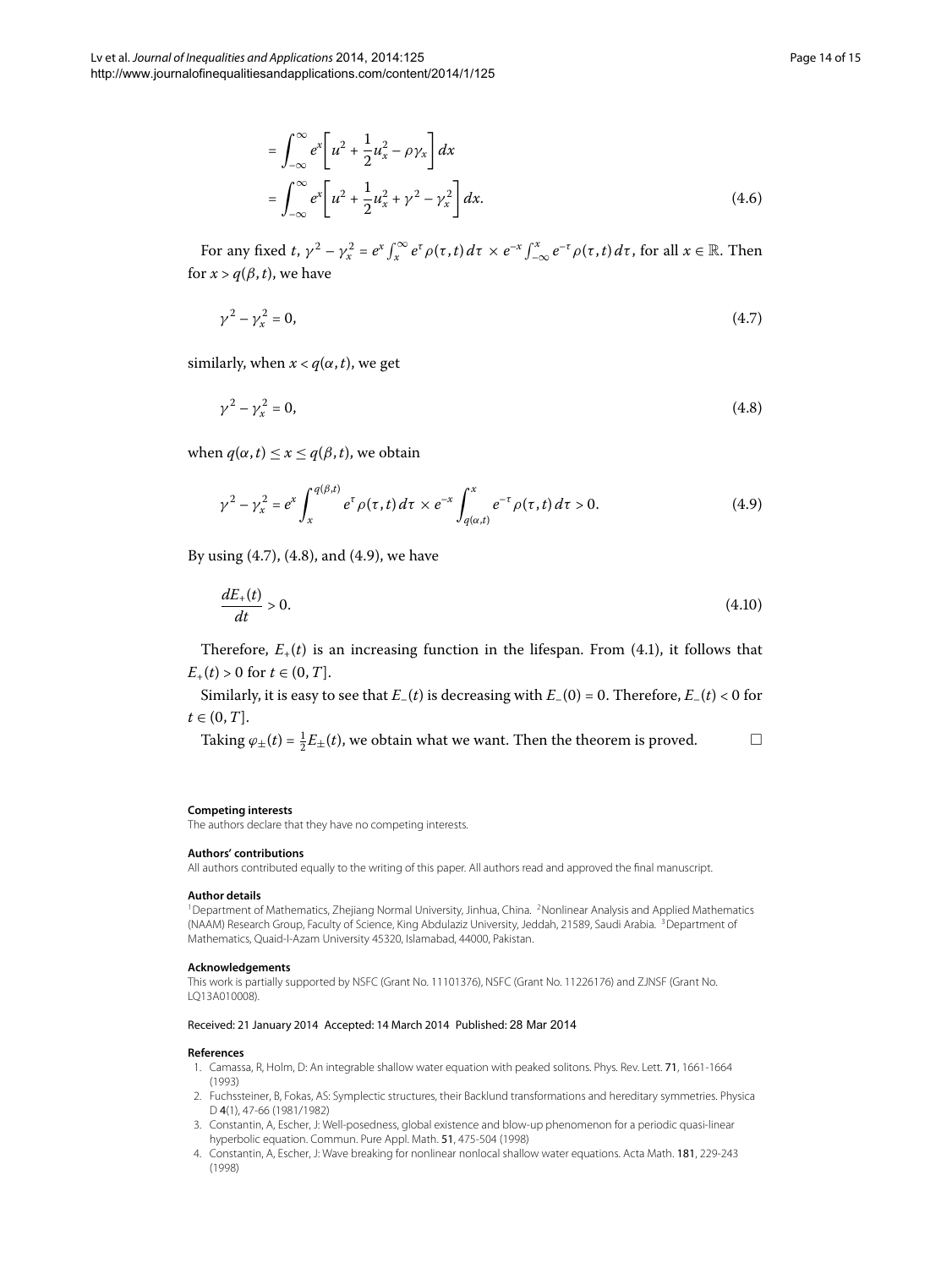$$
\begin{aligned}
&= \int_{-\infty}^{\infty} e^x \left[ u^2 + \frac{1}{2}u_x^2 - \rho\gamma_x \right] dx \\
&= \int_{-\infty}^{\infty} e^x \left[ u^2 + \frac{1}{2}u_x^2 + \gamma^2 - \gamma_x^2 \right] dx.
\end{aligned} \tag{4.6}
$$

For any fixed $t$, $\gamma^2 - \gamma_x^2 = e^x \int_x^{\infty} e^{\tau}\rho(\tau,t)\,d\tau \times e^{-x}\int_{-\infty}^{x} e^{-\tau}\rho(\tau,t)\,d\tau$, for all $x \in \mathbb{R}$. Then for $x > q(\beta,t)$, we have

$$
\gamma^2 - \gamma_x^2 = 0, \tag{4.7}
$$

similarly, when $x < q(\alpha,t)$, we get

$$
\gamma^2 - \gamma_x^2 = 0, \tag{4.8}
$$

when $q(\alpha,t) \le x \le q(\beta,t)$, we obtain

$$
\gamma^2 - \gamma_x^2 = e^x \int_x^{q(\beta,t)} e^{\tau}\rho(\tau,t)\,d\tau \times e^{-x}\int_{q(\alpha,t)}^{x} e^{-\tau}\rho(\tau,t)\,d\tau > 0. \tag{4.9}
$$

By using (4.7), (4.8), and (4.9), we have

$$
\frac{dE_+(t)}{dt} > 0. \tag{4.10}
$$

Therefore, $E_+(t)$ is an increasing function in the lifespan. From (4.1), it follows that $E_+(t) > 0$ for $t \in (0,T]$.

Similarly, it is easy to see that $E_-(t)$ is decreasing with $E_-(0) = 0$. Therefore, $E_-(t) < 0$ for $t \in (0,T]$.

Taking $\varphi_{\pm}(t) = \frac{1}{2}E_{\pm}(t)$, we obtain what we want. Then the theorem is proved. □

#### Competing interests

The authors declare that they have no competing interests.

#### Authors' contributions

All authors contributed equally to the writing of this paper. All authors read and approved the final manuscript.

#### Author details

[1]Department of Mathematics, Zhejiang Normal University, Jinhua, China. [2]Nonlinear Analysis and Applied Mathematics (NAAM) Research Group, Faculty of Science, King Abdulaziz University, Jeddah, 21589, Saudi Arabia. [3]Department of Mathematics, Quaid-I-Azam University 45320, Islamabad, 44000, Pakistan.

#### Acknowledgements

This work is partially supported by NSFC (Grant No. 11101376), NSFC (Grant No. 11226176) and ZJNSF (Grant No. LQ13A010008).

Received: 21 January 2014 Accepted: 14 March 2014 Published: 28 Mar 2014

#### References

1. Camassa, R, Holm, D: An integrable shallow water equation with peaked solitons. Phys. Rev. Lett. **71**, 1661-1664 (1993)
2. Fuchssteiner, B, Fokas, AS: Symplectic structures, their Backlund transformations and hereditary symmetries. Physica D **4**(1), 47-66 (1981/1982)
3. Constantin, A, Escher, J: Well-posedness, global existence and blow-up phenomenon for a periodic quasi-linear hyperbolic equation. Commun. Pure Appl. Math. **51**, 475-504 (1998)
4. Constantin, A, Escher, J: Wave breaking for nonlinear nonlocal shallow water equations. Acta Math. **181**, 229-243 (1998)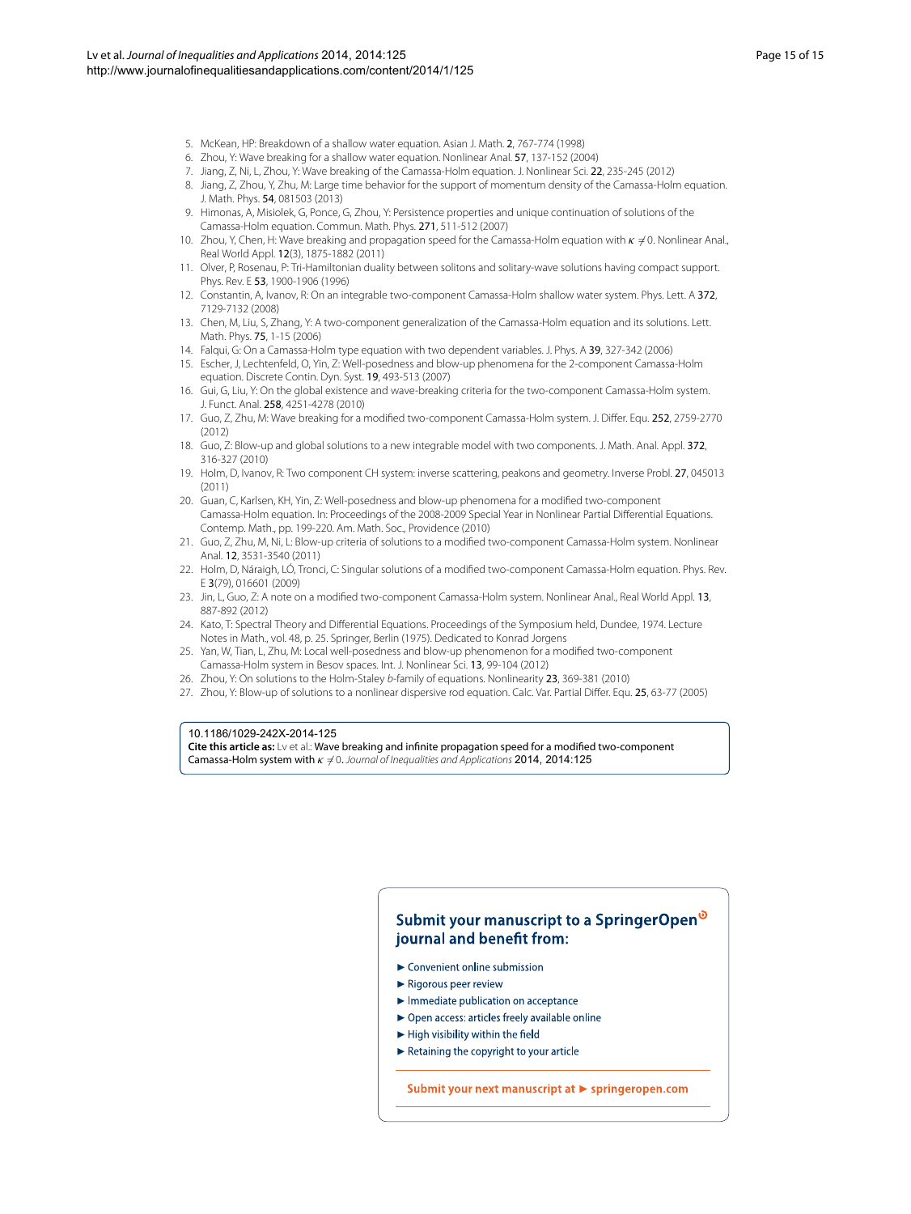5. McKean, HP: Breakdown of a shallow water equation. Asian J. Math. **2**, 767-774 (1998)
6. Zhou, Y: Wave breaking for a shallow water equation. Nonlinear Anal. **57**, 137-152 (2004)
7. Jiang, Z, Ni, L, Zhou, Y: Wave breaking of the Camassa-Holm equation. J. Nonlinear Sci. **22**, 235-245 (2012)
8. Jiang, Z, Zhou, Y, Zhu, M: Large time behavior for the support of momentum density of the Camassa-Holm equation. J. Math. Phys. **54**, 081503 (2013)
9. Himonas, A, Misiolek, G, Ponce, G, Zhou, Y: Persistence properties and unique continuation of solutions of the Camassa-Holm equation. Commun. Math. Phys. **271**, 511-512 (2007)
10. Zhou, Y, Chen, H: Wave breaking and propagation speed for the Camassa-Holm equation with $\kappa \neq 0$. Nonlinear Anal., Real World Appl. **12**(3), 1875-1882 (2011)
11. Olver, P, Rosenau, P: Tri-Hamiltonian duality between solitons and solitary-wave solutions having compact support. Phys. Rev. E **53**, 1900-1906 (1996)
12. Constantin, A, Ivanov, R: On an integrable two-component Camassa-Holm shallow water system. Phys. Lett. A **372**, 7129-7132 (2008)
13. Chen, M, Liu, S, Zhang, Y: A two-component generalization of the Camassa-Holm equation and its solutions. Lett. Math. Phys. **75**, 1-15 (2006)
14. Falqui, G: On a Camassa-Holm type equation with two dependent variables. J. Phys. A **39**, 327-342 (2006)
15. Escher, J, Lechtenfeld, O, Yin, Z: Well-posedness and blow-up phenomena for the 2-component Camassa-Holm equation. Discrete Contin. Dyn. Syst. **19**, 493-513 (2007)
16. Gui, G, Liu, Y: On the global existence and wave-breaking criteria for the two-component Camassa-Holm system. J. Funct. Anal. **258**, 4251-4278 (2010)
17. Guo, Z, Zhu, M: Wave breaking for a modified two-component Camassa-Holm system. J. Differ. Equ. **252**, 2759-2770 (2012)
18. Guo, Z: Blow-up and global solutions to a new integrable model with two components. J. Math. Anal. Appl. **372**, 316-327 (2010)
19. Holm, D, Ivanov, R: Two component CH system: inverse scattering, peakons and geometry. Inverse Probl. **27**, 045013 (2011)
20. Guan, C, Karlsen, KH, Yin, Z: Well-posedness and blow-up phenomena for a modified two-component Camassa-Holm equation. In: Proceedings of the 2008-2009 Special Year in Nonlinear Partial Differential Equations. Contemp. Math., pp. 199-220. Am. Math. Soc., Providence (2010)
21. Guo, Z, Zhu, M, Ni, L: Blow-up criteria of solutions to a modified two-component Camassa-Holm system. Nonlinear Anal. **12**, 3531-3540 (2011)
22. Holm, D, Náraigh, LÓ, Tronci, C: Singular solutions of a modified two-component Camassa-Holm equation. Phys. Rev. E **3**(79), 016601 (2009)
23. Jin, L, Guo, Z: A note on a modified two-component Camassa-Holm system. Nonlinear Anal., Real World Appl. **13**, 887-892 (2012)
24. Kato, T: Spectral Theory and Differential Equations. Proceedings of the Symposium held, Dundee, 1974. Lecture Notes in Math., vol. 48, p. 25. Springer, Berlin (1975). Dedicated to Konrad Jorgens
25. Yan, W, Tian, L, Zhu, M: Local well-posedness and blow-up phenomenon for a modified two-component Camassa-Holm system in Besov spaces. Int. J. Nonlinear Sci. **13**, 99-104 (2012)
26. Zhou, Y: On solutions to the Holm-Staley *b*-family of equations. Nonlinearity **23**, 369-381 (2010)
27. Zhou, Y: Blow-up of solutions to a nonlinear dispersive rod equation. Calc. Var. Partial Differ. Equ. **25**, 63-77 (2005)

10.1186/1029-242X-2014-125
**Cite this article as:** Lv et al.: Wave breaking and infinite propagation speed for a modified two-component Camassa-Holm system with $\kappa \neq 0$. *Journal of Inequalities and Applications* 2014, 2014:125

**Submit your manuscript to a SpringerOpen journal and benefit from:**

- ► Convenient online submission
- ► Rigorous peer review
- ► Immediate publication on acceptance
- ► Open access: articles freely available online
- ► High visibility within the field
- ► Retaining the copyright to your article

**Submit your next manuscript at ► springeropen.com**